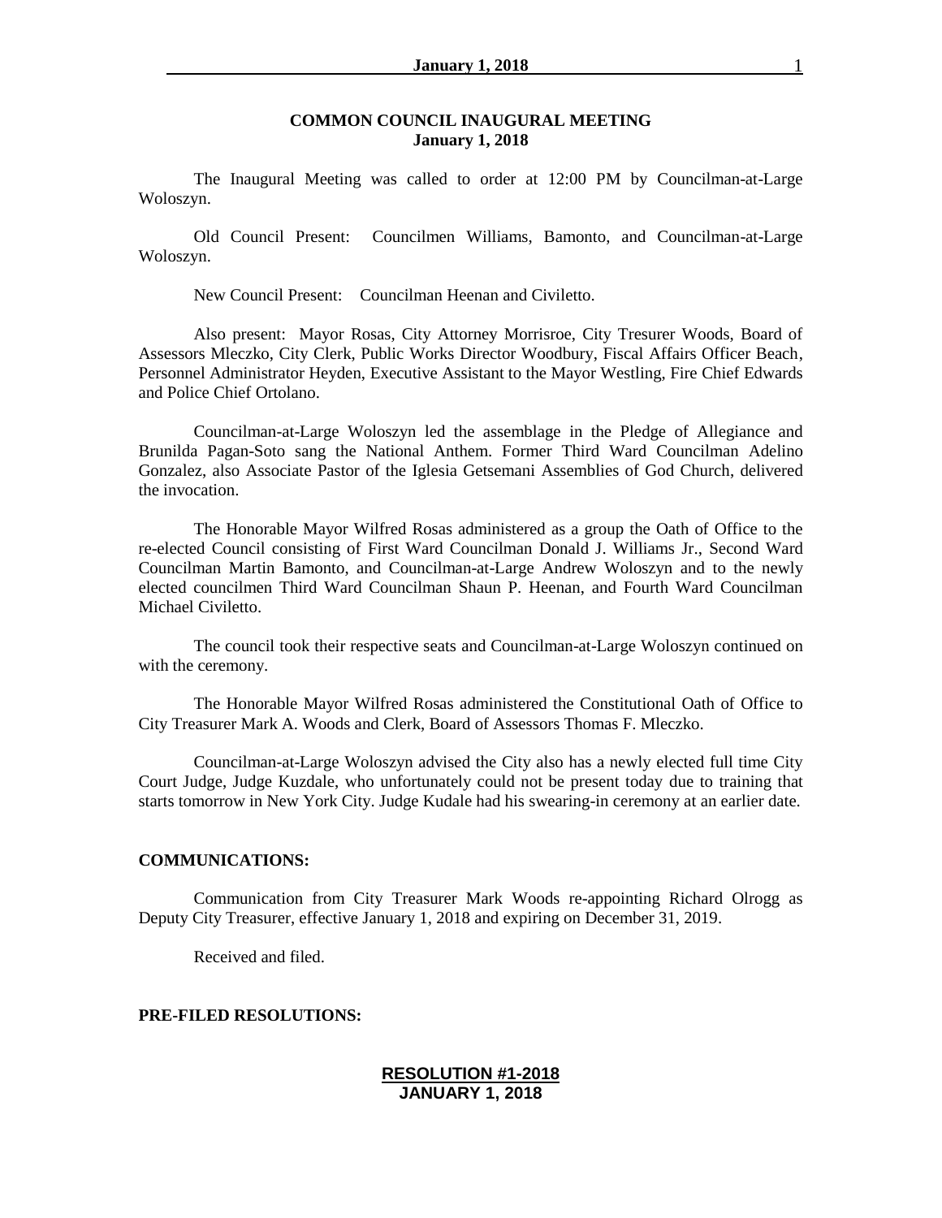**COMMON COUNCIL INAUGURAL MEETING**
**January 1, 2018**

The Inaugural Meeting was called to order at 12:00 PM by Councilman-at-Large Woloszyn.

Old Council Present: Councilmen Williams, Bamonto, and Councilman-at-Large Woloszyn.

New Council Present: Councilman Heenan and Civiletto.

Also present: Mayor Rosas, City Attorney Morrisroe, City Tresurer Woods, Board of Assessors Mleczko, City Clerk, Public Works Director Woodbury, Fiscal Affairs Officer Beach, Personnel Administrator Heyden, Executive Assistant to the Mayor Westling, Fire Chief Edwards and Police Chief Ortolano.

Councilman-at-Large Woloszyn led the assemblage in the Pledge of Allegiance and Brunilda Pagan-Soto sang the National Anthem. Former Third Ward Councilman Adelino Gonzalez, also Associate Pastor of the Iglesia Getsemani Assemblies of God Church, delivered the invocation.

The Honorable Mayor Wilfred Rosas administered as a group the Oath of Office to the re-elected Council consisting of First Ward Councilman Donald J. Williams Jr., Second Ward Councilman Martin Bamonto, and Councilman-at-Large Andrew Woloszyn and to the newly elected councilmen Third Ward Councilman Shaun P. Heenan, and Fourth Ward Councilman Michael Civiletto.

The council took their respective seats and Councilman-at-Large Woloszyn continued on with the ceremony.

The Honorable Mayor Wilfred Rosas administered the Constitutional Oath of Office to City Treasurer Mark A. Woods and Clerk, Board of Assessors Thomas F. Mleczko.

Councilman-at-Large Woloszyn advised the City also has a newly elected full time City Court Judge, Judge Kuzdale, who unfortunately could not be present today due to training that starts tomorrow in New York City. Judge Kudale had his swearing-in ceremony at an earlier date.

**COMMUNICATIONS:**

Communication from City Treasurer Mark Woods re-appointing Richard Olrogg as Deputy City Treasurer, effective January 1, 2018 and expiring on December 31, 2019.

Received and filed.

**PRE-FILED RESOLUTIONS:**

**RESOLUTION #1-2018**
**JANUARY 1, 2018**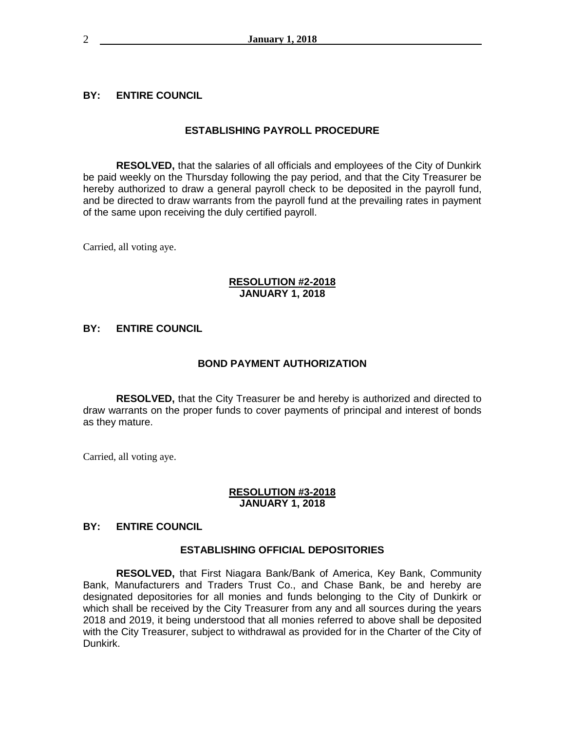**BY: ENTIRE COUNCIL**

**ESTABLISHING PAYROLL PROCEDURE**

**RESOLVED,** that the salaries of all officials and employees of the City of Dunkirk be paid weekly on the Thursday following the pay period, and that the City Treasurer be hereby authorized to draw a general payroll check to be deposited in the payroll fund, and be directed to draw warrants from the payroll fund at the prevailing rates in payment of the same upon receiving the duly certified payroll.

Carried, all voting aye.

**RESOLUTION #2-2018**
**JANUARY 1, 2018**

**BY: ENTIRE COUNCIL**

**BOND PAYMENT AUTHORIZATION**

**RESOLVED,** that the City Treasurer be and hereby is authorized and directed to draw warrants on the proper funds to cover payments of principal and interest of bonds as they mature.

Carried, all voting aye.

**RESOLUTION #3-2018**
**JANUARY 1, 2018**

**BY: ENTIRE COUNCIL**

**ESTABLISHING OFFICIAL DEPOSITORIES**

**RESOLVED,** that First Niagara Bank/Bank of America, Key Bank, Community Bank, Manufacturers and Traders Trust Co., and Chase Bank, be and hereby are designated depositories for all monies and funds belonging to the City of Dunkirk or which shall be received by the City Treasurer from any and all sources during the years 2018 and 2019, it being understood that all monies referred to above shall be deposited with the City Treasurer, subject to withdrawal as provided for in the Charter of the City of Dunkirk.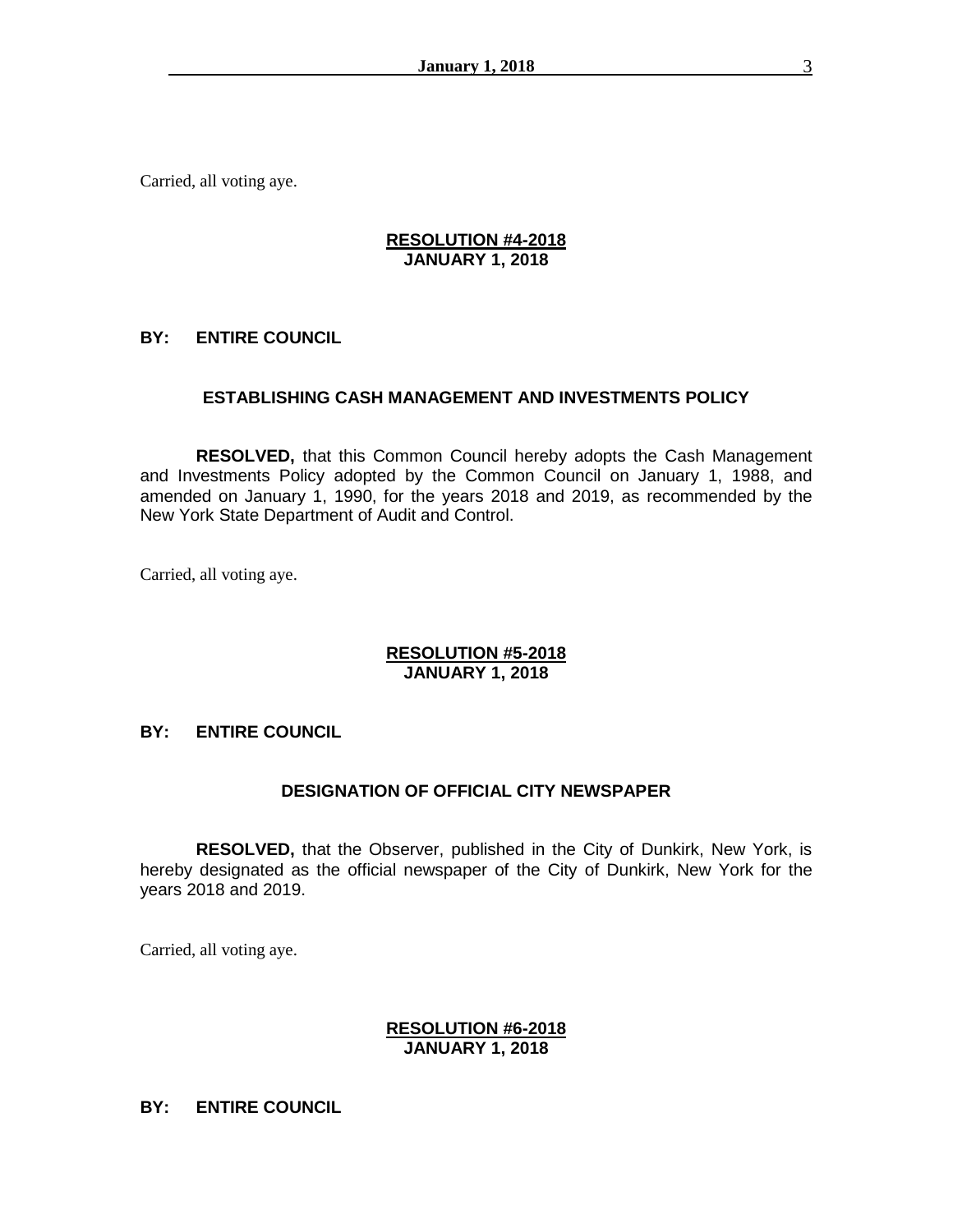Carried, all voting aye.

**RESOLUTION #4-2018**
**JANUARY 1, 2018**

**BY: ENTIRE COUNCIL**

**ESTABLISHING CASH MANAGEMENT AND INVESTMENTS POLICY**

**RESOLVED,** that this Common Council hereby adopts the Cash Management and Investments Policy adopted by the Common Council on January 1, 1988, and amended on January 1, 1990, for the years 2018 and 2019, as recommended by the New York State Department of Audit and Control.

Carried, all voting aye.

**RESOLUTION #5-2018**
**JANUARY 1, 2018**

**BY: ENTIRE COUNCIL**

**DESIGNATION OF OFFICIAL CITY NEWSPAPER**

**RESOLVED,** that the Observer, published in the City of Dunkirk, New York, is hereby designated as the official newspaper of the City of Dunkirk, New York for the years 2018 and 2019.

Carried, all voting aye.

**RESOLUTION #6-2018**
**JANUARY 1, 2018**

**BY: ENTIRE COUNCIL**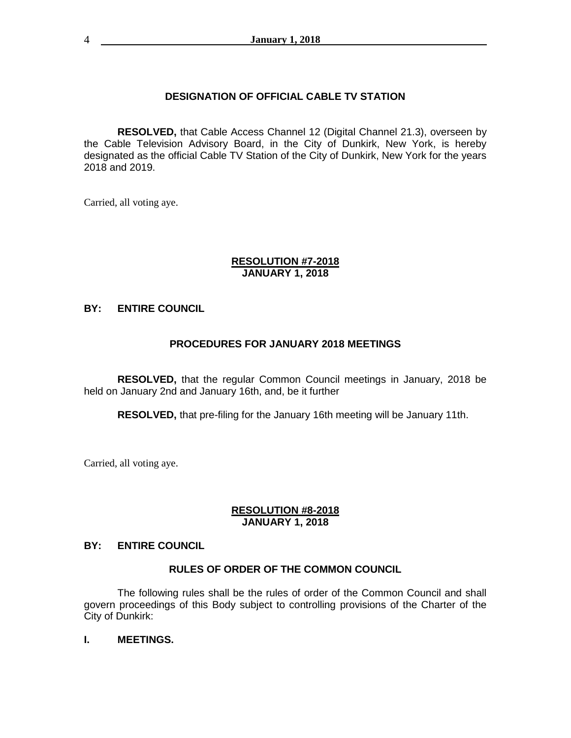## DESIGNATION OF OFFICIAL CABLE TV STATION

**RESOLVED,** that Cable Access Channel 12 (Digital Channel 21.3), overseen by the Cable Television Advisory Board, in the City of Dunkirk, New York, is hereby designated as the official Cable TV Station of the City of Dunkirk, New York for the years 2018 and 2019.

Carried, all voting aye.

**RESOLUTION #7-2018**
**JANUARY 1, 2018**

**BY: ENTIRE COUNCIL**

## PROCEDURES FOR JANUARY 2018 MEETINGS

**RESOLVED,** that the regular Common Council meetings in January, 2018 be held on January 2nd and January 16th, and, be it further

**RESOLVED,** that pre-filing for the January 16th meeting will be January 11th.

Carried, all voting aye.

**RESOLUTION #8-2018**
**JANUARY 1, 2018**

**BY: ENTIRE COUNCIL**

## RULES OF ORDER OF THE COMMON COUNCIL

The following rules shall be the rules of order of the Common Council and shall govern proceedings of this Body subject to controlling provisions of the Charter of the City of Dunkirk:

**I. MEETINGS.**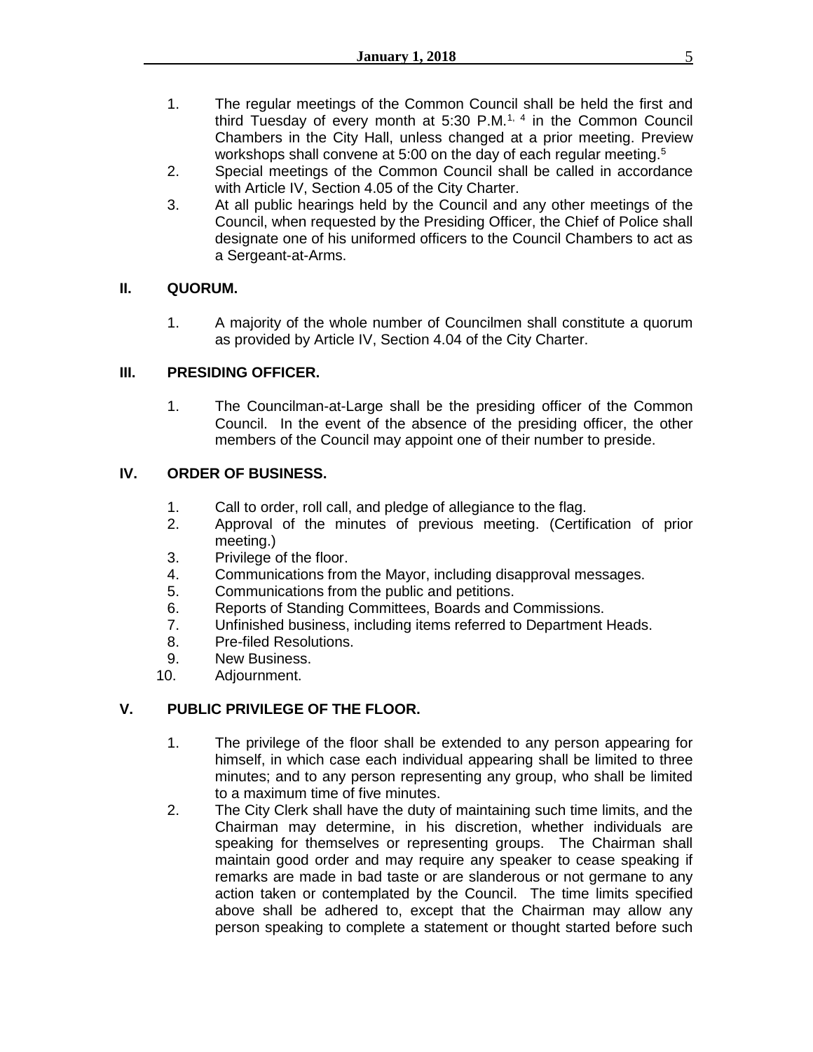1. The regular meetings of the Common Council shall be held the first and third Tuesday of every month at 5:30 P.M.[1, 4] in the Common Council Chambers in the City Hall, unless changed at a prior meeting. Preview workshops shall convene at 5:00 on the day of each regular meeting.[5]
2. Special meetings of the Common Council shall be called in accordance with Article IV, Section 4.05 of the City Charter.
3. At all public hearings held by the Council and any other meetings of the Council, when requested by the Presiding Officer, the Chief of Police shall designate one of his uniformed officers to the Council Chambers to act as a Sergeant-at-Arms.

## II. QUORUM.

1. A majority of the whole number of Councilmen shall constitute a quorum as provided by Article IV, Section 4.04 of the City Charter.

## III. PRESIDING OFFICER.

1. The Councilman-at-Large shall be the presiding officer of the Common Council. In the event of the absence of the presiding officer, the other members of the Council may appoint one of their number to preside.

## IV. ORDER OF BUSINESS.

1. Call to order, roll call, and pledge of allegiance to the flag.
2. Approval of the minutes of previous meeting. (Certification of prior meeting.)
3. Privilege of the floor.
4. Communications from the Mayor, including disapproval messages.
5. Communications from the public and petitions.
6. Reports of Standing Committees, Boards and Commissions.
7. Unfinished business, including items referred to Department Heads.
8. Pre-filed Resolutions.
9. New Business.
10. Adjournment.

## V. PUBLIC PRIVILEGE OF THE FLOOR.

1. The privilege of the floor shall be extended to any person appearing for himself, in which case each individual appearing shall be limited to three minutes; and to any person representing any group, who shall be limited to a maximum time of five minutes.
2. The City Clerk shall have the duty of maintaining such time limits, and the Chairman may determine, in his discretion, whether individuals are speaking for themselves or representing groups. The Chairman shall maintain good order and may require any speaker to cease speaking if remarks are made in bad taste or are slanderous or not germane to any action taken or contemplated by the Council. The time limits specified above shall be adhered to, except that the Chairman may allow any person speaking to complete a statement or thought started before such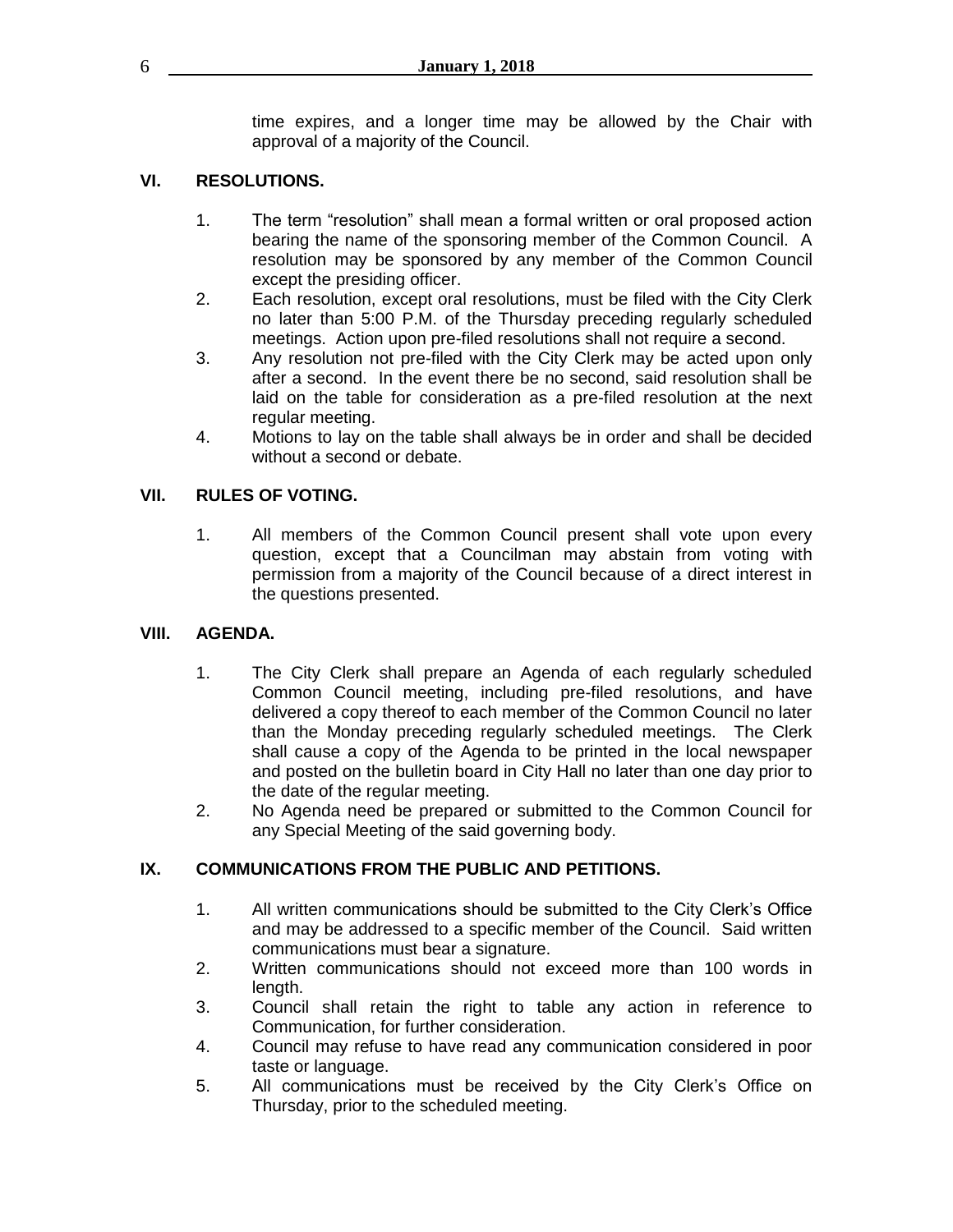time expires, and a longer time may be allowed by the Chair with approval of a majority of the Council.

## VI. RESOLUTIONS.

1. The term "resolution" shall mean a formal written or oral proposed action bearing the name of the sponsoring member of the Common Council. A resolution may be sponsored by any member of the Common Council except the presiding officer.
2. Each resolution, except oral resolutions, must be filed with the City Clerk no later than 5:00 P.M. of the Thursday preceding regularly scheduled meetings. Action upon pre-filed resolutions shall not require a second.
3. Any resolution not pre-filed with the City Clerk may be acted upon only after a second. In the event there be no second, said resolution shall be laid on the table for consideration as a pre-filed resolution at the next regular meeting.
4. Motions to lay on the table shall always be in order and shall be decided without a second or debate.

## VII. RULES OF VOTING.

1. All members of the Common Council present shall vote upon every question, except that a Councilman may abstain from voting with permission from a majority of the Council because of a direct interest in the questions presented.

## VIII. AGENDA.

1. The City Clerk shall prepare an Agenda of each regularly scheduled Common Council meeting, including pre-filed resolutions, and have delivered a copy thereof to each member of the Common Council no later than the Monday preceding regularly scheduled meetings. The Clerk shall cause a copy of the Agenda to be printed in the local newspaper and posted on the bulletin board in City Hall no later than one day prior to the date of the regular meeting.
2. No Agenda need be prepared or submitted to the Common Council for any Special Meeting of the said governing body.

## IX. COMMUNICATIONS FROM THE PUBLIC AND PETITIONS.

1. All written communications should be submitted to the City Clerk's Office and may be addressed to a specific member of the Council. Said written communications must bear a signature.
2. Written communications should not exceed more than 100 words in length.
3. Council shall retain the right to table any action in reference to Communication, for further consideration.
4. Council may refuse to have read any communication considered in poor taste or language.
5. All communications must be received by the City Clerk's Office on Thursday, prior to the scheduled meeting.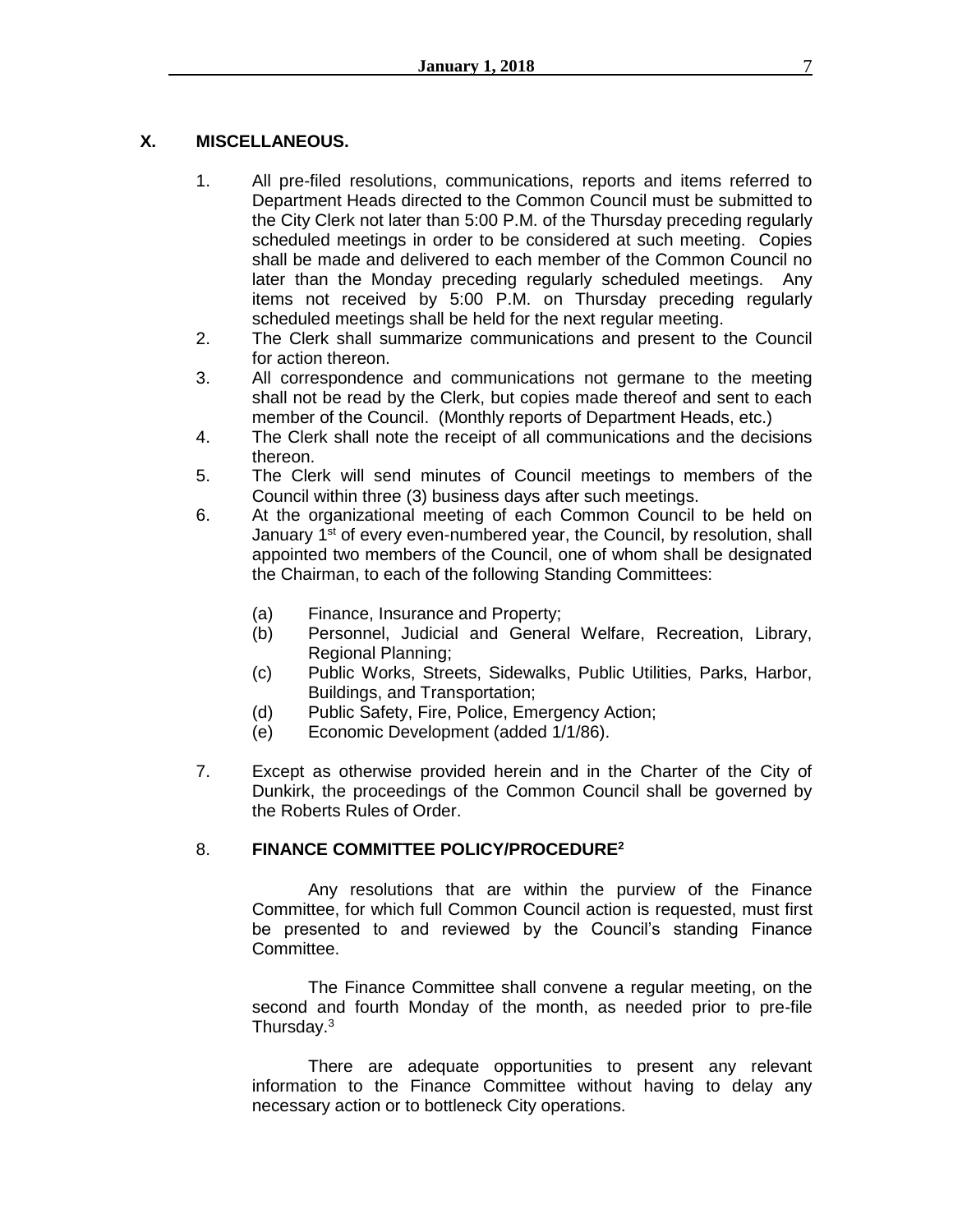## X. MISCELLANEOUS.

1. All pre-filed resolutions, communications, reports and items referred to Department Heads directed to the Common Council must be submitted to the City Clerk not later than 5:00 P.M. of the Thursday preceding regularly scheduled meetings in order to be considered at such meeting. Copies shall be made and delivered to each member of the Common Council no later than the Monday preceding regularly scheduled meetings. Any items not received by 5:00 P.M. on Thursday preceding regularly scheduled meetings shall be held for the next regular meeting.
2. The Clerk shall summarize communications and present to the Council for action thereon.
3. All correspondence and communications not germane to the meeting shall not be read by the Clerk, but copies made thereof and sent to each member of the Council. (Monthly reports of Department Heads, etc.)
4. The Clerk shall note the receipt of all communications and the decisions thereon.
5. The Clerk will send minutes of Council meetings to members of the Council within three (3) business days after such meetings.
6. At the organizational meeting of each Common Council to be held on January 1st of every even-numbered year, the Council, by resolution, shall appointed two members of the Council, one of whom shall be designated the Chairman, to each of the following Standing Committees:

   (a) Finance, Insurance and Property;
   (b) Personnel, Judicial and General Welfare, Recreation, Library, Regional Planning;
   (c) Public Works, Streets, Sidewalks, Public Utilities, Parks, Harbor, Buildings, and Transportation;
   (d) Public Safety, Fire, Police, Emergency Action;
   (e) Economic Development (added 1/1/86).

7. Except as otherwise provided herein and in the Charter of the City of Dunkirk, the proceedings of the Common Council shall be governed by the Roberts Rules of Order.

8. **FINANCE COMMITTEE POLICY/PROCEDURE**[2]

   Any resolutions that are within the purview of the Finance Committee, for which full Common Council action is requested, must first be presented to and reviewed by the Council's standing Finance Committee.

   The Finance Committee shall convene a regular meeting, on the second and fourth Monday of the month, as needed prior to pre-file Thursday.[3]

   There are adequate opportunities to present any relevant information to the Finance Committee without having to delay any necessary action or to bottleneck City operations.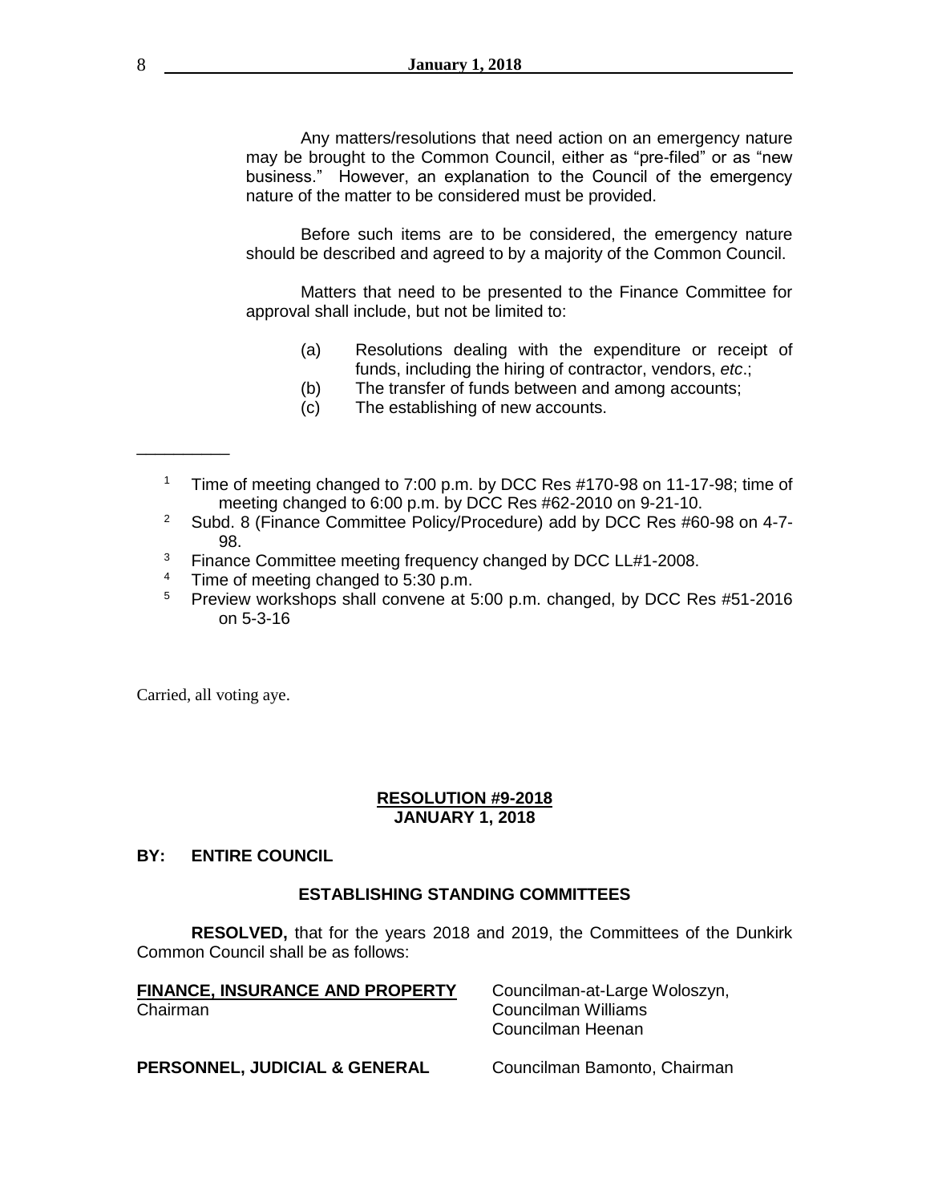Any matters/resolutions that need action on an emergency nature may be brought to the Common Council, either as "pre-filed" or as "new business." However, an explanation to the Council of the emergency nature of the matter to be considered must be provided.

Before such items are to be considered, the emergency nature should be described and agreed to by a majority of the Common Council.

Matters that need to be presented to the Finance Committee for approval shall include, but not be limited to:

(a) Resolutions dealing with the expenditure or receipt of funds, including the hiring of contractor, vendors, *etc*.;
(b) The transfer of funds between and among accounts;
(c) The establishing of new accounts.

__________

[1] Time of meeting changed to 7:00 p.m. by DCC Res #170-98 on 11-17-98; time of meeting changed to 6:00 p.m. by DCC Res #62-2010 on 9-21-10.
[2] Subd. 8 (Finance Committee Policy/Procedure) add by DCC Res #60-98 on 4-7-98.
[3] Finance Committee meeting frequency changed by DCC LL#1-2008.
[4] Time of meeting changed to 5:30 p.m.
[5] Preview workshops shall convene at 5:00 p.m. changed, by DCC Res #51-2016 on 5-3-16

Carried, all voting aye.

**RESOLUTION #9-2018**
**JANUARY 1, 2018**

**BY: ENTIRE COUNCIL**

**ESTABLISHING STANDING COMMITTEES**

**RESOLVED,** that for the years 2018 and 2019, the Committees of the Dunkirk Common Council shall be as follows:

| | |
|---|---|
| **FINANCE, INSURANCE AND PROPERTY** | Councilman-at-Large Woloszyn, Chairman |
| | Councilman Williams |
| | Councilman Heenan |
| **PERSONNEL, JUDICIAL & GENERAL** | Councilman Bamonto, Chairman |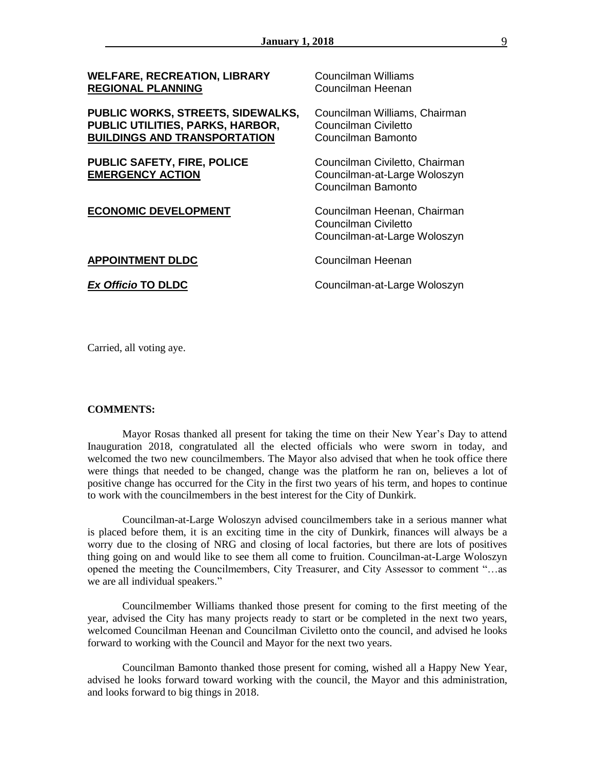| | |
|---|---|
| **WELFARE, RECREATION, LIBRARY** | Councilman Williams |
| **REGIONAL PLANNING** | Councilman Heenan |
| **PUBLIC WORKS, STREETS, SIDEWALKS, PUBLIC UTILITIES, PARKS, HARBOR, BUILDINGS AND TRANSPORTATION** | Councilman Williams, Chairman<br>Councilman Civiletto<br>Councilman Bamonto |
| **PUBLIC SAFETY, FIRE, POLICE EMERGENCY ACTION** | Councilman Civiletto, Chairman<br>Councilman-at-Large Woloszyn<br>Councilman Bamonto |
| **ECONOMIC DEVELOPMENT** | Councilman Heenan, Chairman<br>Councilman Civiletto<br>Councilman-at-Large Woloszyn |
| **APPOINTMENT DLDC** | Councilman Heenan |
| ***Ex Officio* TO DLDC** | Councilman-at-Large Woloszyn |

Carried, all voting aye.

**COMMENTS:**

Mayor Rosas thanked all present for taking the time on their New Year's Day to attend Inauguration 2018, congratulated all the elected officials who were sworn in today, and welcomed the two new councilmembers. The Mayor also advised that when he took office there were things that needed to be changed, change was the platform he ran on, believes a lot of positive change has occurred for the City in the first two years of his term, and hopes to continue to work with the councilmembers in the best interest for the City of Dunkirk.

Councilman-at-Large Woloszyn advised councilmembers take in a serious manner what is placed before them, it is an exciting time in the city of Dunkirk, finances will always be a worry due to the closing of NRG and closing of local factories, but there are lots of positives thing going on and would like to see them all come to fruition. Councilman-at-Large Woloszyn opened the meeting the Councilmembers, City Treasurer, and City Assessor to comment "…as we are all individual speakers."

Councilmember Williams thanked those present for coming to the first meeting of the year, advised the City has many projects ready to start or be completed in the next two years, welcomed Councilman Heenan and Councilman Civiletto onto the council, and advised he looks forward to working with the Council and Mayor for the next two years.

Councilman Bamonto thanked those present for coming, wished all a Happy New Year, advised he looks forward toward working with the council, the Mayor and this administration, and looks forward to big things in 2018.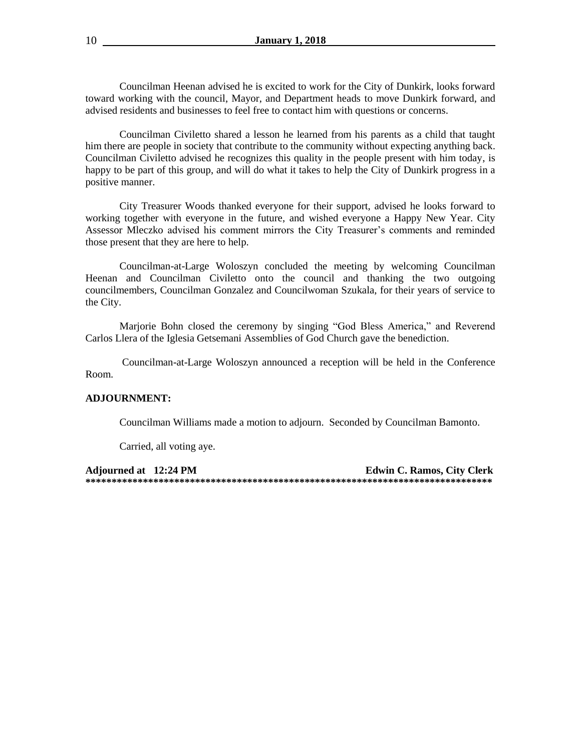Councilman Heenan advised he is excited to work for the City of Dunkirk, looks forward toward working with the council, Mayor, and Department heads to move Dunkirk forward, and advised residents and businesses to feel free to contact him with questions or concerns.

Councilman Civiletto shared a lesson he learned from his parents as a child that taught him there are people in society that contribute to the community without expecting anything back. Councilman Civiletto advised he recognizes this quality in the people present with him today, is happy to be part of this group, and will do what it takes to help the City of Dunkirk progress in a positive manner.

City Treasurer Woods thanked everyone for their support, advised he looks forward to working together with everyone in the future, and wished everyone a Happy New Year. City Assessor Mleczko advised his comment mirrors the City Treasurer's comments and reminded those present that they are here to help.

Councilman-at-Large Woloszyn concluded the meeting by welcoming Councilman Heenan and Councilman Civiletto onto the council and thanking the two outgoing councilmembers, Councilman Gonzalez and Councilwoman Szukala, for their years of service to the City.

Marjorie Bohn closed the ceremony by singing "God Bless America," and Reverend Carlos Llera of the Iglesia Getsemani Assemblies of God Church gave the benediction.

Councilman-at-Large Woloszyn announced a reception will be held in the Conference Room.

**ADJOURNMENT:**

Councilman Williams made a motion to adjourn. Seconded by Councilman Bamonto.

Carried, all voting aye.

**Adjourned at 12:24 PM** **Edwin C. Ramos, City Clerk**

**\*\*\*\*\*\*\*\*\*\*\*\*\*\*\*\*\*\*\*\*\*\*\*\*\*\*\*\*\*\*\*\*\*\*\*\*\*\*\*\*\*\*\*\*\*\*\*\*\*\*\*\*\*\*\*\*\*\*\*\*\*\*\*\*\*\*\*\*\*\*\*\*\*\*\*\*\*\***